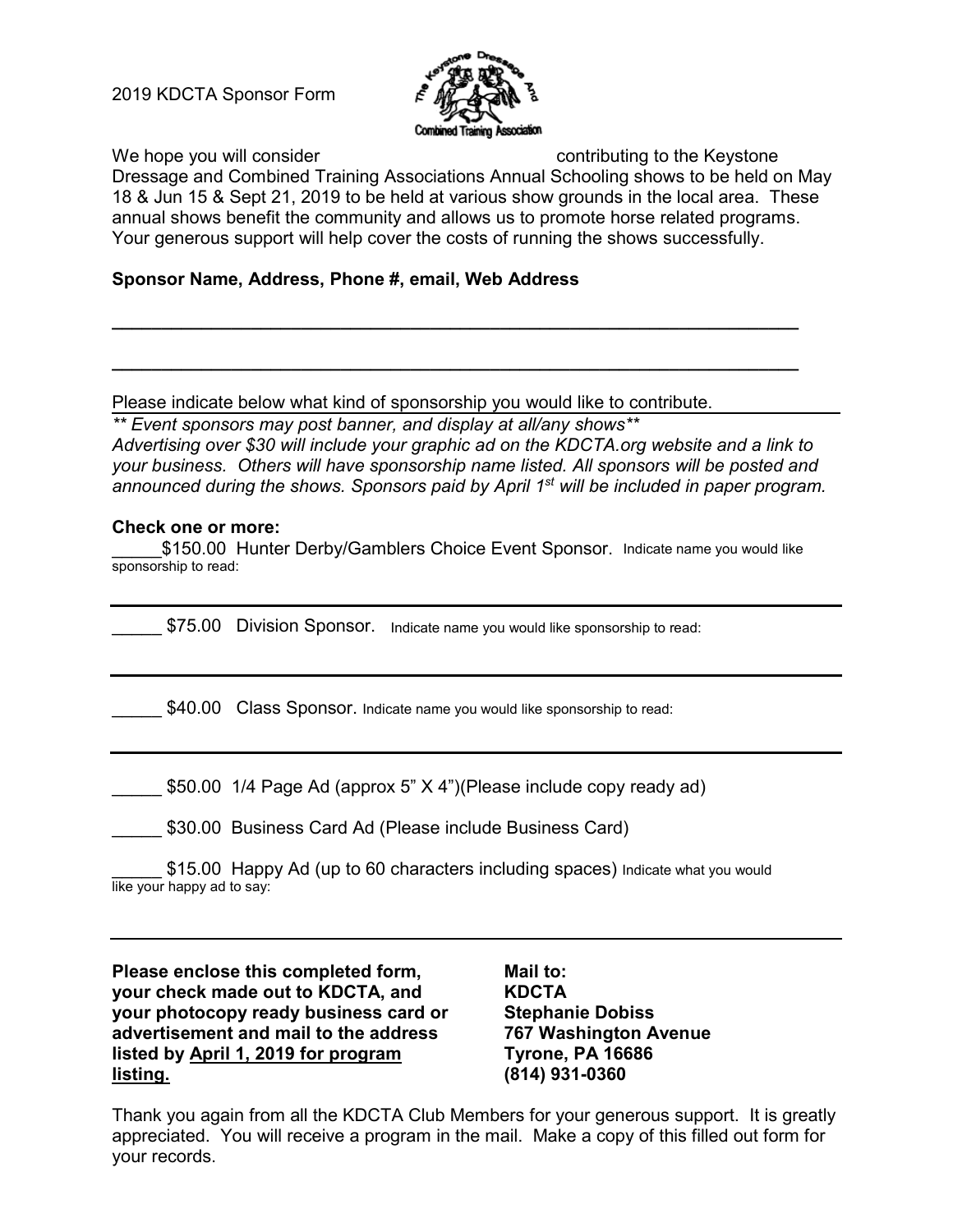2019 KDCTA Sponsor Form

We hope you will consider contributing to the Keystone Dressage and Combined Training Associations Annual Schooling shows to be held on May 18 & Jun 15 & Sept 21, 2019 to be held at various show grounds in the local area. These annual shows benefit the community and allows us to promote horse related programs. Your generous support will help cover the costs of running the shows successfully.

**Sponsor Name, Address, Phone #, email, Web Address**

\_\_\_\_\_\_\_\_\_\_\_\_\_\_\_\_\_\_\_\_\_\_\_\_\_\_\_\_\_\_\_\_\_\_\_\_\_\_\_\_\_\_\_\_\_\_\_\_\_\_\_\_\_\_\_\_\_\_\_\_

\_\_\_\_\_\_\_\_\_\_\_\_\_\_\_\_\_\_\_\_\_\_\_\_\_\_\_\_\_\_\_\_\_\_\_\_\_\_\_\_\_\_\_\_\_\_\_\_\_\_\_\_\_\_\_\_\_\_\_\_

Please indicate below what kind of sponsorship you would like to contribute.

*\*\* Event sponsors may post banner, and display at all/any shows\*\**

*Advertising over $30 will include your graphic ad on the KDCTA.org website and a link to your business. Others will have sponsorship name listed. All sponsors will be posted and announced during the shows. Sponsors paid by April 1st will be included in paper program.*

**Check one or more:**

\_\_\_\_\_$150.00 Hunter Derby/Gamblers Choice Event Sponsor. Indicate name you would like sponsorship to read:

\_\_\_\_\_\_\_\_\_\_\_\_\_\_\_\_\_\_\_\_\_\_\_\_\_\_\_\_\_\_\_\_\_\_\_\_\_\_\_\_\_\_\_\_\_\_\_\_\_\_\_\_\_\_\_\_\_\_\_\_

\_\_\_\_\_ $75.00 Division Sponsor. Indicate name you would like sponsorship to read:

\_\_\_\_\_\_\_\_\_\_\_\_\_\_\_\_\_\_\_\_\_\_\_\_\_\_\_\_\_\_\_\_\_\_\_\_\_\_\_\_\_\_\_\_\_\_\_\_\_\_\_\_\_\_\_\_\_\_\_\_

\_\_\_\_\_ $40.00 Class Sponsor. Indicate name you would like sponsorship to read:

\_\_\_\_\_\_\_\_\_\_\_\_\_\_\_\_\_\_\_\_\_\_\_\_\_\_\_\_\_\_\_\_\_\_\_\_\_\_\_\_\_\_\_\_\_\_\_\_\_\_\_\_\_\_\_\_\_\_\_\_

\_\_\_\_\_ $50.00 1/4 Page Ad (approx 5" X 4")(Please include copy ready ad)

\_\_\_\_\_ $30.00 Business Card Ad (Please include Business Card)

\_\_\_\_\_ $15.00 Happy Ad (up to 60 characters including spaces) Indicate what you would like your happy ad to say:

\_\_\_\_\_\_\_\_\_\_\_\_\_\_\_\_\_\_\_\_\_\_\_\_\_\_\_\_\_\_\_\_\_\_\_\_\_\_\_\_\_\_\_\_\_\_\_\_\_\_\_\_\_\_\_\_\_\_\_\_

**Please enclose this completed form, your check made out to KDCTA, and your photocopy ready business card or advertisement and mail to the address listed by <u>April 1, 2019 for program listing.</u>**

**Mail to:**
**KDCTA**
**Stephanie Dobiss**
**767 Washington Avenue**
**Tyrone, PA 16686**
**(814) 931-0360**

Thank you again from all the KDCTA Club Members for your generous support. It is greatly appreciated. You will receive a program in the mail. Make a copy of this filled out form for your records.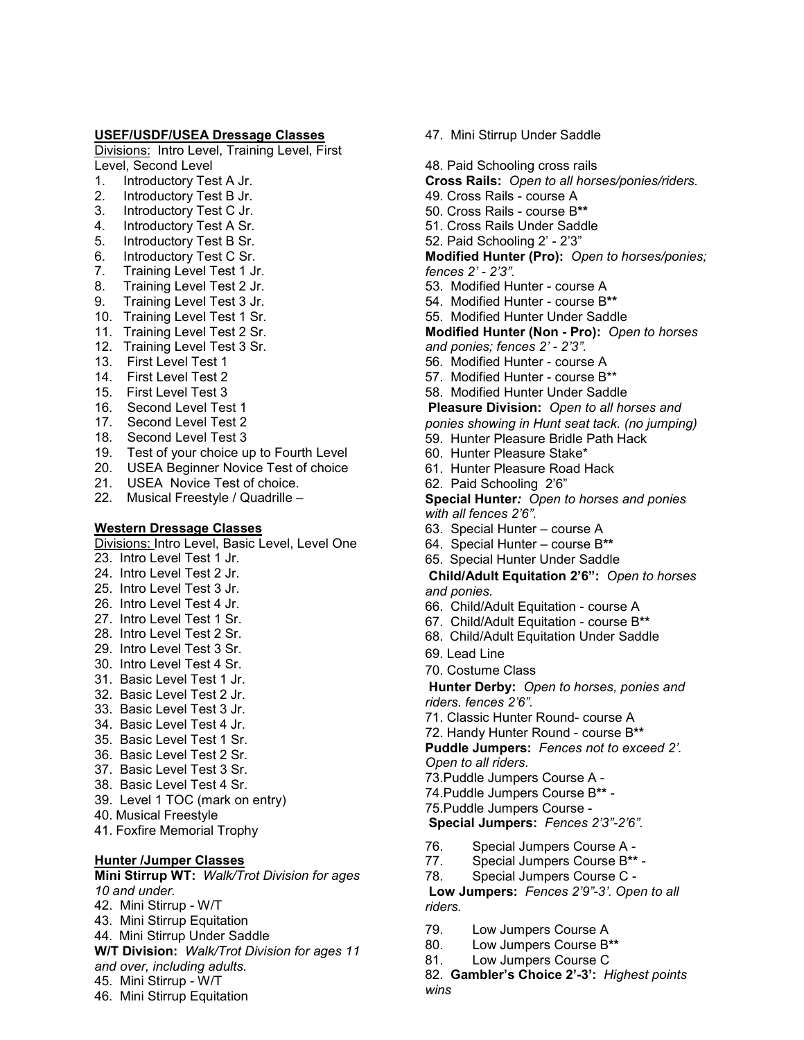**USEF/USDF/USEA Dressage Classes**

Divisions: Intro Level, Training Level, First Level, Second Level

1. Introductory Test A Jr.
2. Introductory Test B Jr.
3. Introductory Test C Jr.
4. Introductory Test A Sr.
5. Introductory Test B Sr.
6. Introductory Test C Sr.
7. Training Level Test 1 Jr.
8. Training Level Test 2 Jr.
9. Training Level Test 3 Jr.
10. Training Level Test 1 Sr.
11. Training Level Test 2 Sr.
12. Training Level Test 3 Sr.
13. First Level Test 1
14. First Level Test 2
15. First Level Test 3
16. Second Level Test 1
17. Second Level Test 2
18. Second Level Test 3
19. Test of your choice up to Fourth Level
20. USEA Beginner Novice Test of choice
21. USEA Novice Test of choice.
22. Musical Freestyle / Quadrille –

**Western Dressage Classes**

Divisions: Intro Level, Basic Level, Level One

23. Intro Level Test 1 Jr.
24. Intro Level Test 2 Jr.
25. Intro Level Test 3 Jr.
26. Intro Level Test 4 Jr.
27. Intro Level Test 1 Sr.
28. Intro Level Test 2 Sr.
29. Intro Level Test 3 Sr.
30. Intro Level Test 4 Sr.
31. Basic Level Test 1 Jr.
32. Basic Level Test 2 Jr.
33. Basic Level Test 3 Jr.
34. Basic Level Test 4 Jr.
35. Basic Level Test 1 Sr.
36. Basic Level Test 2 Sr.
37. Basic Level Test 3 Sr.
38. Basic Level Test 4 Sr.
39. Level 1 TOC (mark on entry)
40. Musical Freestyle
41. Foxfire Memorial Trophy

**Hunter /Jumper Classes**

**Mini Stirrup WT:** *Walk/Trot Division for ages 10 and under.*

42. Mini Stirrup - W/T
43. Mini Stirrup Equitation
44. Mini Stirrup Under Saddle

**W/T Division:** *Walk/Trot Division for ages 11 and over, including adults.*

45. Mini Stirrup - W/T
46. Mini Stirrup Equitation
47. Mini Stirrup Under Saddle

48. Paid Schooling cross rails

**Cross Rails:** *Open to all horses/ponies/riders.*

49. Cross Rails - course A
50. Cross Rails - course B**
51. Cross Rails Under Saddle
52. Paid Schooling 2' - 2'3"

**Modified Hunter (Pro):** *Open to horses/ponies; fences 2' - 2'3".*

53. Modified Hunter - course A
54. Modified Hunter - course B**
55. Modified Hunter Under Saddle

**Modified Hunter (Non - Pro):** *Open to horses and ponies; fences 2' - 2'3".*

56. Modified Hunter - course A
57. Modified Hunter - course B**
58. Modified Hunter Under Saddle

**Pleasure Division:** *Open to all horses and ponies showing in Hunt seat tack. (no jumping)*

59. Hunter Pleasure Bridle Path Hack
60. Hunter Pleasure Stake*
61. Hunter Pleasure Road Hack
62. Paid Schooling 2'6"

**Special Hunter:** *Open to horses and ponies with all fences 2'6".*

63. Special Hunter – course A
64. Special Hunter – course B**
65. Special Hunter Under Saddle

**Child/Adult Equitation 2'6":** *Open to horses and ponies.*

66. Child/Adult Equitation - course A
67. Child/Adult Equitation - course B**
68. Child/Adult Equitation Under Saddle
69. Lead Line
70. Costume Class

**Hunter Derby:** *Open to horses, ponies and riders. fences 2'6".*

71. Classic Hunter Round- course A
72. Handy Hunter Round - course B**

**Puddle Jumpers:** *Fences not to exceed 2'. Open to all riders.*

73. Puddle Jumpers Course A -
74. Puddle Jumpers Course B** -
75. Puddle Jumpers Course -

**Special Jumpers:** *Fences 2'3"-2'6".*

76. Special Jumpers Course A -
77. Special Jumpers Course B** -
78. Special Jumpers Course C -

**Low Jumpers:** *Fences 2'9"-3'. Open to all riders.*

79. Low Jumpers Course A
80. Low Jumpers Course B**
81. Low Jumpers Course C
82. **Gambler's Choice 2'-3':** *Highest points wins*